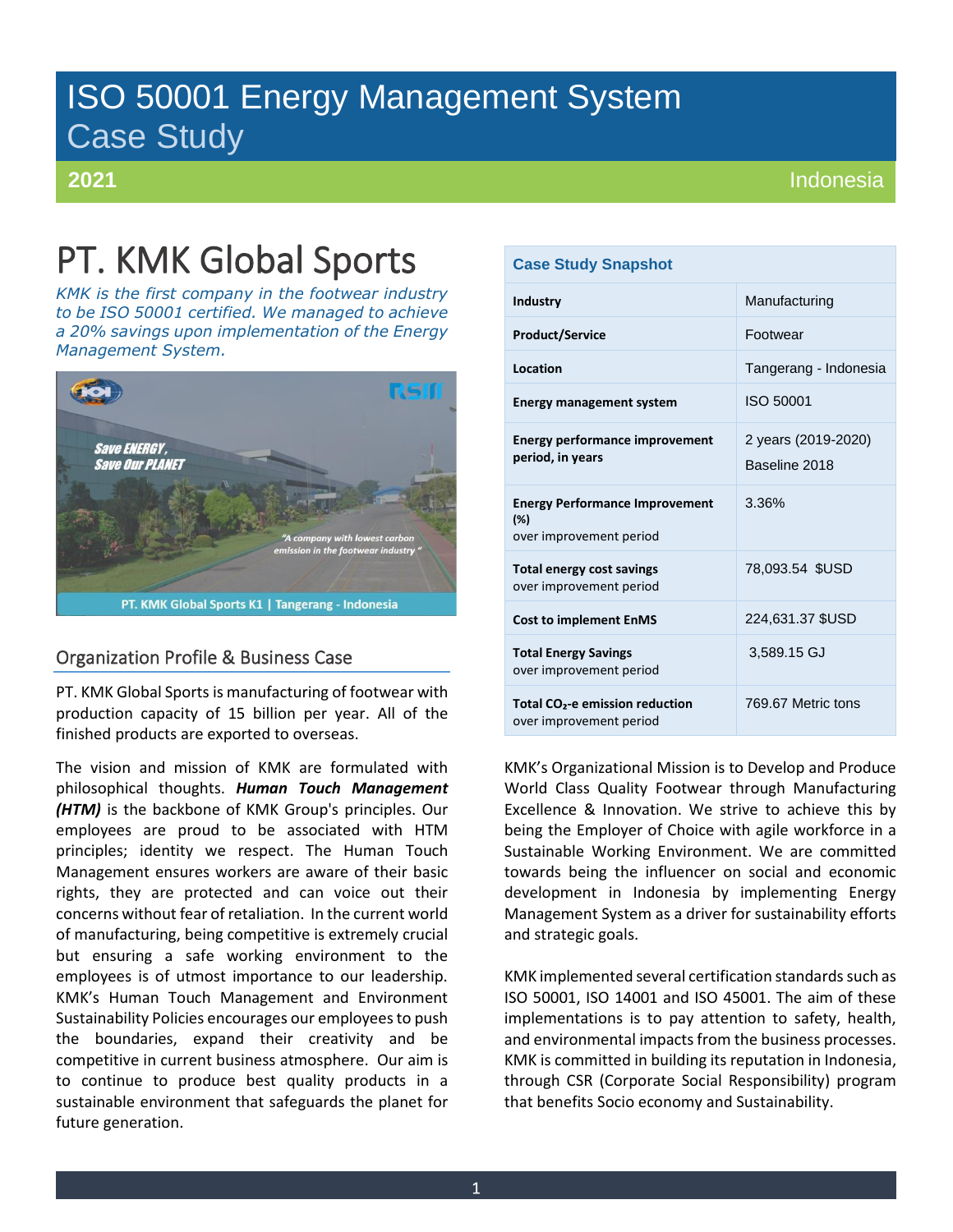# ISO 50001 Energy Management System
## Case Study

**2021** Indonesia

# PT. KMK Global Sports

*KMK is the first company in the footwear industry to be ISO 50001 certified. We managed to achieve a 20% savings upon implementation of the Energy Management System.*

| Case Study Snapshot | |
|---|---|
| **Industry** | Manufacturing |
| **Product/Service** | Footwear |
| **Location** | Tangerang - Indonesia |
| **Energy management system** | ISO 50001 |
| **Energy performance improvement period, in years** | 2 years (2019-2020) Baseline 2018 |
| **Energy Performance Improvement (%)** over improvement period | 3.36% |
| **Total energy cost savings** over improvement period | 78,093.54 $USD |
| **Cost to implement EnMS** | 224,631.37 $USD |
| **Total Energy Savings** over improvement period | 3,589.15 GJ |
| **Total $CO_2$-e emission reduction** over improvement period | 769.67 Metric tons |

## Organization Profile & Business Case

PT. KMK Global Sports is manufacturing of footwear with production capacity of 15 billion per year. All of the finished products are exported to overseas.

The vision and mission of KMK are formulated with philosophical thoughts. ***Human Touch Management (HTM)*** is the backbone of KMK Group's principles. Our employees are proud to be associated with HTM principles; identity we respect. The Human Touch Management ensures workers are aware of their basic rights, they are protected and can voice out their concerns without fear of retaliation. In the current world of manufacturing, being competitive is extremely crucial but ensuring a safe working environment to the employees is of utmost importance to our leadership. KMK's Human Touch Management and Environment Sustainability Policies encourages our employees to push the boundaries, expand their creativity and be competitive in current business atmosphere. Our aim is to continue to produce best quality products in a sustainable environment that safeguards the planet for future generation.

KMK's Organizational Mission is to Develop and Produce World Class Quality Footwear through Manufacturing Excellence & Innovation. We strive to achieve this by being the Employer of Choice with agile workforce in a Sustainable Working Environment. We are committed towards being the influencer on social and economic development in Indonesia by implementing Energy Management System as a driver for sustainability efforts and strategic goals.

KMK implemented several certification standards such as ISO 50001, ISO 14001 and ISO 45001. The aim of these implementations is to pay attention to safety, health, and environmental impacts from the business processes. KMK is committed in building its reputation in Indonesia, through CSR (Corporate Social Responsibility) program that benefits Socio economy and Sustainability.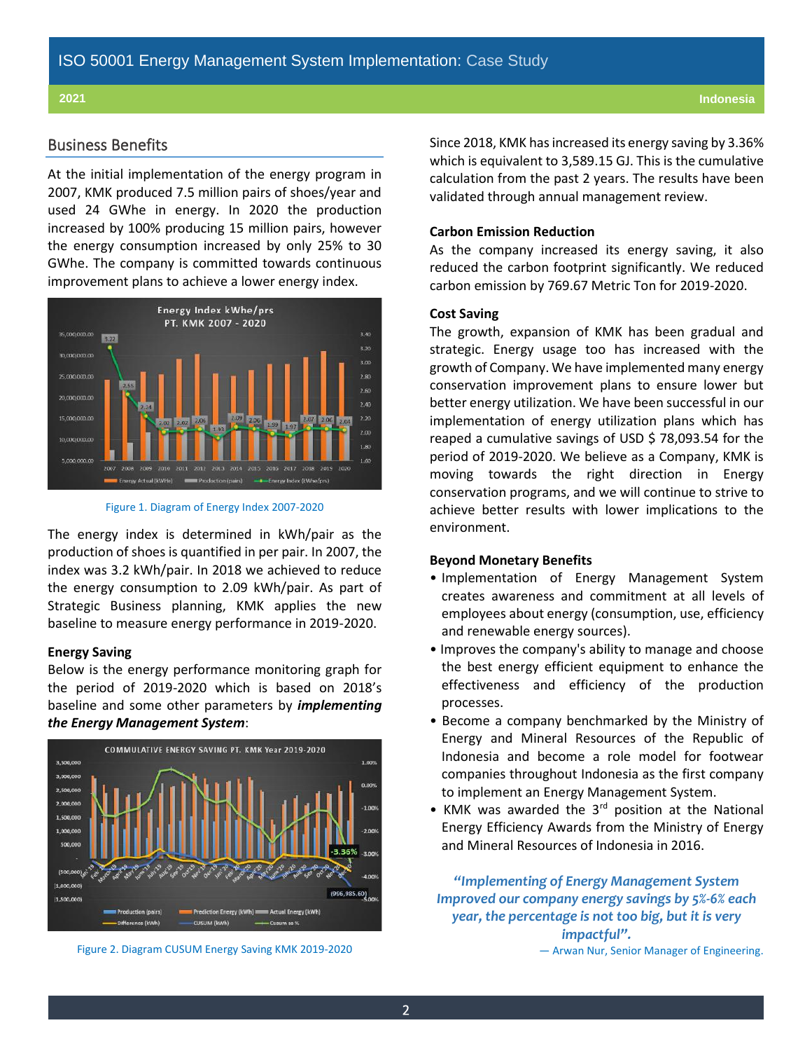## Business Benefits

At the initial implementation of the energy program in 2007, KMK produced 7.5 million pairs of shoes/year and used 24 GWhe in energy. In 2020 the production increased by 100% producing 15 million pairs, however the energy consumption increased by only 25% to 30 GWhe. The company is committed towards continuous improvement plans to achieve a lower energy index.

Figure 1. Diagram of Energy Index 2007-2020

The energy index is determined in kWh/pair as the production of shoes is quantified in per pair. In 2007, the index was 3.2 kWh/pair. In 2018 we achieved to reduce the energy consumption to 2.09 kWh/pair. As part of Strategic Business planning, KMK applies the new baseline to measure energy performance in 2019-2020.

**Energy Saving**

Below is the energy performance monitoring graph for the period of 2019-2020 which is based on 2018's baseline and some other parameters by ***implementing the Energy Management System***:

Figure 2. Diagram CUSUM Energy Saving KMK 2019-2020

Since 2018, KMK has increased its energy saving by 3.36% which is equivalent to 3,589.15 GJ. This is the cumulative calculation from the past 2 years. The results have been validated through annual management review.

**Carbon Emission Reduction**

As the company increased its energy saving, it also reduced the carbon footprint significantly. We reduced carbon emission by 769.67 Metric Ton for 2019-2020.

**Cost Saving**

The growth, expansion of KMK has been gradual and strategic. Energy usage too has increased with the growth of Company. We have implemented many energy conservation improvement plans to ensure lower but better energy utilization. We have been successful in our implementation of energy utilization plans which has reaped a cumulative savings of USD $ 78,093.54 for the period of 2019-2020. We believe as a Company, KMK is moving towards the right direction in Energy conservation programs, and we will continue to strive to achieve better results with lower implications to the environment.

**Beyond Monetary Benefits**

- Implementation of Energy Management System creates awareness and commitment at all levels of employees about energy (consumption, use, efficiency and renewable energy sources).
- Improves the company's ability to manage and choose the best energy efficient equipment to enhance the effectiveness and efficiency of the production processes.
- Become a company benchmarked by the Ministry of Energy and Mineral Resources of the Republic of Indonesia and become a role model for footwear companies throughout Indonesia as the first company to implement an Energy Management System.
- KMK was awarded the 3rd position at the National Energy Efficiency Awards from the Ministry of Energy and Mineral Resources of Indonesia in 2016.

***"Implementing of Energy Management System Improved our company energy savings by 5%-6% each year, the percentage is not too big, but it is very impactful".***

— Arwan Nur, Senior Manager of Engineering.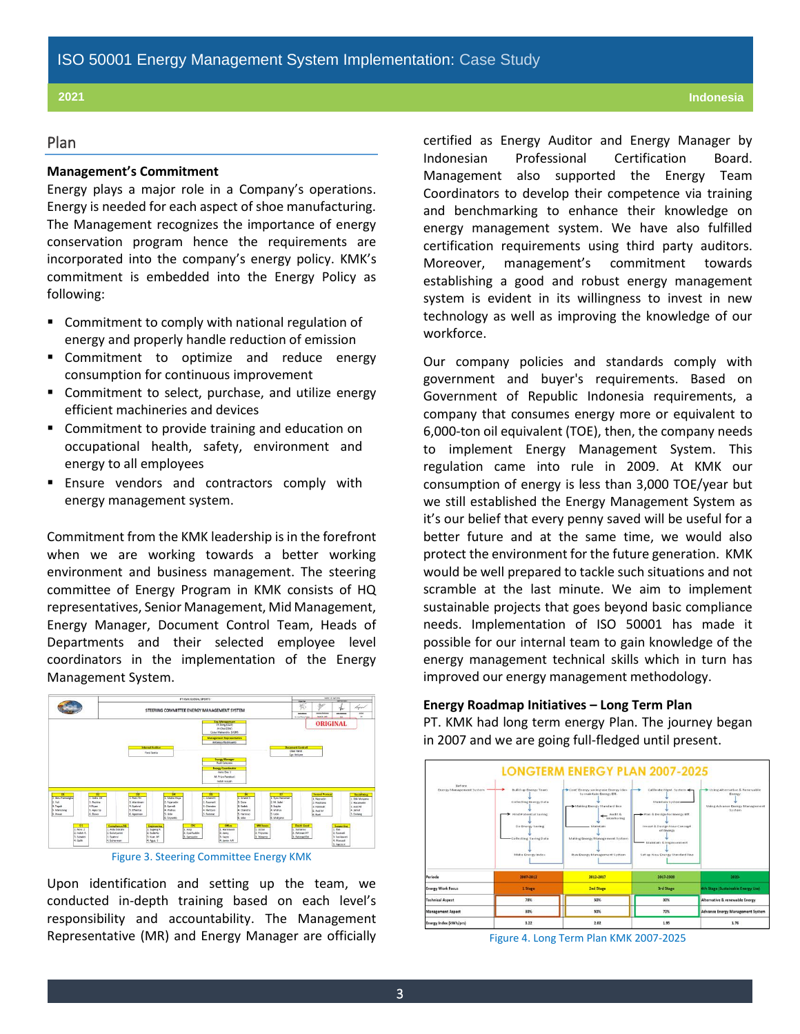## Plan

**Management's Commitment**

Energy plays a major role in a Company's operations. Energy is needed for each aspect of shoe manufacturing. The Management recognizes the importance of energy conservation program hence the requirements are incorporated into the company's energy policy. KMK's commitment is embedded into the Energy Policy as following:

- Commitment to comply with national regulation of energy and properly handle reduction of emission
- Commitment to optimize and reduce energy consumption for continuous improvement
- Commitment to select, purchase, and utilize energy efficient machineries and devices
- Commitment to provide training and education on occupational health, safety, environment and energy to all employees
- Ensure vendors and contractors comply with energy management system.

Commitment from the KMK leadership is in the forefront when we are working towards a better working environment and business management. The steering committee of Energy Program in KMK consists of HQ representatives, Senior Management, Mid Management, Energy Manager, Document Control Team, Heads of Departments and their selected employee level coordinators in the implementation of the Energy Management System.

Figure 3. Steering Committee Energy KMK

Upon identification and setting up the team, we conducted in-depth training based on each level's responsibility and accountability. The Management Representative (MR) and Energy Manager are officially certified as Energy Auditor and Energy Manager by Indonesian Professional Certification Board. Management also supported the Energy Team Coordinators to develop their competence via training and benchmarking to enhance their knowledge on energy management system. We have also fulfilled certification requirements using third party auditors. Moreover, management's commitment towards establishing a good and robust energy management system is evident in its willingness to invest in new technology as well as improving the knowledge of our workforce.

Our company policies and standards comply with government and buyer's requirements. Based on Government of Republic Indonesia requirements, a company that consumes energy more or equivalent to 6,000-ton oil equivalent (TOE), then, the company needs to implement Energy Management System. This regulation came into rule in 2009. At KMK our consumption of energy is less than 3,000 TOE/year but we still established the Energy Management System as it's our belief that every penny saved will be useful for a better future and at the same time, we would also protect the environment for the future generation. KMK would be well prepared to tackle such situations and not scramble at the last minute. We aim to implement sustainable projects that goes beyond basic compliance needs. Implementation of ISO 50001 has made it possible for our internal team to gain knowledge of the energy management technical skills which in turn has improved our energy management methodology.

**Energy Roadmap Initiatives – Long Term Plan**

PT. KMK had long term energy Plan. The journey began in 2007 and we are going full-fledged until present.

| Periode | 2007-2012 | 2012-2017 | 2017-2020 | 2020- |
|---|---|---|---|---|
| Energy Work Focus | 1 Stage | 2nd Stage | 3rd Stage | 4th Stage (Sustainable Energy Use) |
| Technical Aspect | 70% | 50% | 80% | Alternative & renewable Energy |
| Management Aspect | 30% | 50% | 70% | Advance Energy Management System |
| Energy Index (kWh/prs) | 3.22 | 2.02 | 1.95 | 1.76 |

Figure 4. Long Term Plan KMK 2007-2025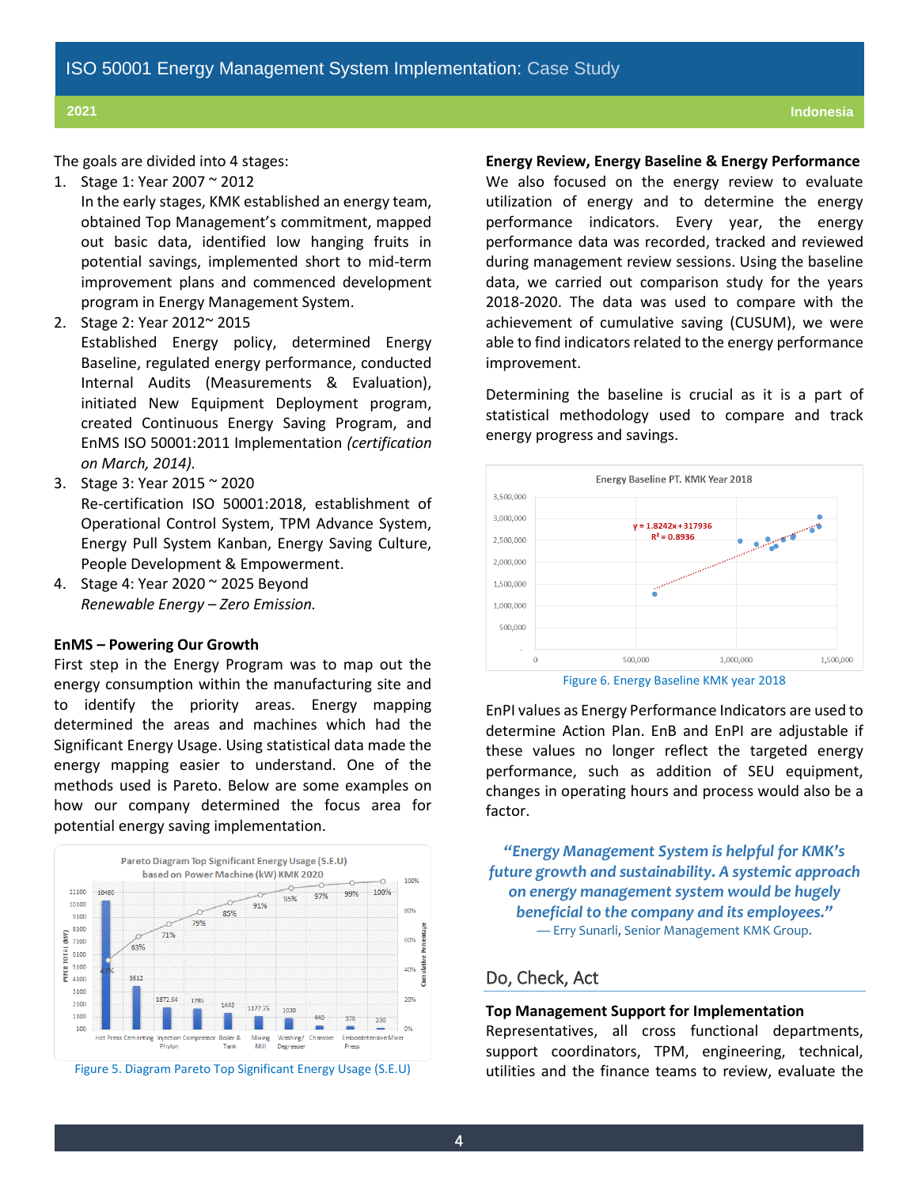The goals are divided into 4 stages:

1. Stage 1: Year 2007 ~ 2012
   In the early stages, KMK established an energy team, obtained Top Management's commitment, mapped out basic data, identified low hanging fruits in potential savings, implemented short to mid-term improvement plans and commenced development program in Energy Management System.
2. Stage 2: Year 2012~ 2015
   Established Energy policy, determined Energy Baseline, regulated energy performance, conducted Internal Audits (Measurements & Evaluation), initiated New Equipment Deployment program, created Continuous Energy Saving Program, and EnMS ISO 50001:2011 Implementation *(certification on March, 2014)*.
3. Stage 3: Year 2015 ~ 2020
   Re-certification ISO 50001:2018, establishment of Operational Control System, TPM Advance System, Energy Pull System Kanban, Energy Saving Culture, People Development & Empowerment.
4. Stage 4: Year 2020 ~ 2025 Beyond
   *Renewable Energy – Zero Emission.*

**EnMS – Powering Our Growth**

First step in the Energy Program was to map out the energy consumption within the manufacturing site and to identify the priority areas. Energy mapping determined the areas and machines which had the Significant Energy Usage. Using statistical data made the energy mapping easier to understand. One of the methods used is Pareto. Below are some examples on how our company determined the focus area for potential energy saving implementation.

Figure 5. Diagram Pareto Top Significant Energy Usage (S.E.U)

**Energy Review, Energy Baseline & Energy Performance**

We also focused on the energy review to evaluate utilization of energy and to determine the energy performance indicators. Every year, the energy performance data was recorded, tracked and reviewed during management review sessions. Using the baseline data, we carried out comparison study for the years 2018-2020. The data was used to compare with the achievement of cumulative saving (CUSUM), we were able to find indicators related to the energy performance improvement.

Determining the baseline is crucial as it is a part of statistical methodology used to compare and track energy progress and savings.

Figure 6. Energy Baseline KMK year 2018

EnPI values as Energy Performance Indicators are used to determine Action Plan. EnB and EnPI are adjustable if these values no longer reflect the targeted energy performance, such as addition of SEU equipment, changes in operating hours and process would also be a factor.

> ***"Energy Management System is helpful for KMK's future growth and sustainability. A systemic approach on energy management system would be hugely beneficial to the company and its employees."***
> — Erry Sunarli, Senior Management KMK Group.

## Do, Check, Act

**Top Management Support for Implementation**

Representatives, all cross functional departments, support coordinators, TPM, engineering, technical, utilities and the finance teams to review, evaluate the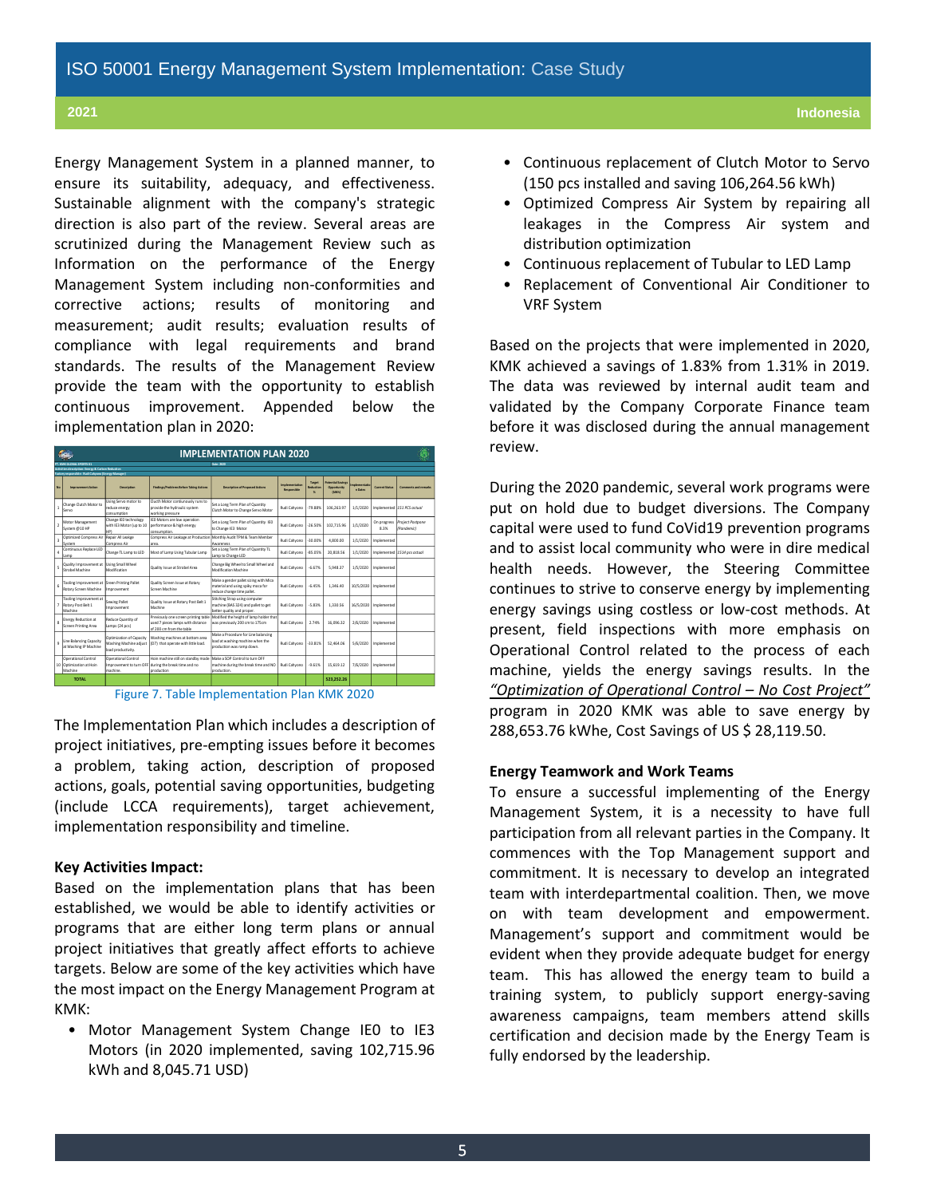Energy Management System in a planned manner, to ensure its suitability, adequacy, and effectiveness. Sustainable alignment with the company's strategic direction is also part of the review. Several areas are scrutinized during the Management Review such as Information on the performance of the Energy Management System including non-conformities and corrective actions; results of monitoring and measurement; audit results; evaluation results of compliance with legal requirements and brand standards. The results of the Management Review provide the team with the opportunity to establish continuous improvement. Appended below the implementation plan in 2020:

**IMPLEMENTATION PLAN 2020**

| No | Improvement Action | Description | Findings/Problems Before Taking Actions | Description of Proposed Actions | Implementation Responsible | Target Reduction % | Potential Savings Opportunity (kWh) | Implementation Dates | Current Status | Comments and results |
|---|---|---|---|---|---|---|---|---|---|---|
| 1 | Change Clutch Motor to Servo | Using Servo motor to reduce energy consumption | Clutch Motor continuously runs to provide the hydraulic system working pressure | Set a Long Term Plan of Quantity Clutch Motor to Change Servo Motor | Budi Cahyono | -78.88% | 106,263.97 | 1/1/2020 | Implemented | 151 PCS actual |
| 2 | Motor Management System @10 HP | Change IE0 technology with IE3 Motor (up to 10 HP) | IE0 Motors are low operation performance & high energy consumption | Set a Long Term Plan of Quantity IE0 to Change IE3 Motor | Budi Cahyono | -26.50% | 102,715.96 | 1/1/2020 | On progress 8.3% | Project Postpone (Pandemic) |
| 3 | Optimized Compress Air System | Repair All Leakage Compress Air | Compress Air Leakage at Production area. | Monthly Audit TPM & Team Member Awareness | Budi Cahyono | -30.00% | 4,808.00 | 1/1/2020 | Implemented | |
| 4 | Continuous Replace LED Lamp | Change TL Lamp to LED | Most of Lamp Using Tubular Lamp | Set a Long Term Plan of Quantity TL Lamp to Change LED | Budi Cahyono | -85.05% | 20,818.56 | 1/1/2020 | Implemented | 1514 pcs actual |
| 5 | Quality improvement at Strobel Machine | Using Small Wheel Modification | Quality Issue at Strobel Area | Change Big Wheel to Small Wheel and Modification Machine | Budi Cahyono | -6.67% | 5,948.37 | 1/1/2020 | Implemented | |
| 6 | Tooling improvement at Rotary Screen Machine | Screen Printing Pallet Improvement | Quality Screen Issue at Rotary Screen Machine | Make a gender pallet sizing with Mica material and using spiky mica for reduce change time pallet. | Budi Cahyono | -6.45% | 1,346.40 | 10/1/2020 | Implemented | |
| 7 | Tooling improvement at Rotary Post Belt 1 Machine | Sewing Pallet Improvement | Quality Issue at Rotary Post Belt 1 Machine | Stitching Strap using computer machine (BAS 324) and pallet to get better quality and proper. | Budi Cahyono | -5.83% | 1,330.56 | 16/1/2020 | Implemented | |
| 8 | Energy Reduction at Screen Printing Area | Reduce Quantity of Lamps (24 pcs) | Previously one screen printing table used 7 pieces lamps with distance of 100 cm from the table | Modified the height of lamp holder that was previously 200 cm to 175cm | Budi Cahyono | 2.74% | 36,896.32 | 2/1/2020 | Implemented | |
| 9 | Line Balancing Capacity at Washing IP Machine | Optimization of Capacity Washing Machine adjust load productivity. | Washing machines at bottom area (07) that operate with little load. | Make a Procedure for Line balancing load at washing machine when the production was ramp down. | Budi Cahyono | -33.81% | 52,464.06 | 5/1/2020 | Implemented | |
| 10 | Operational Control Optimization at Hoin Machine | Operational Control Improvement to turn OFF machine. | Hoin machine still on standby mode during the break time and no production | Make a SOP Control to turn OFF machine during the break time and NO production. | Budi Cahyono | -9.61% | 15,619.12 | 7/1/2020 | Implemented | |
| | TOTAL | | | | | | 523,252.26 | | | |

Figure 7. Table Implementation Plan KMK 2020

The Implementation Plan which includes a description of project initiatives, pre-empting issues before it becomes a problem, taking action, description of proposed actions, goals, potential saving opportunities, budgeting (include LCCA requirements), target achievement, implementation responsibility and timeline.

**Key Activities Impact:**

Based on the implementation plans that has been established, we would be able to identify activities or programs that are either long term plans or annual project initiatives that greatly affect efforts to achieve targets. Below are some of the key activities which have the most impact on the Energy Management Program at KMK:

- Motor Management System Change IE0 to IE3 Motors (in 2020 implemented, saving 102,715.96 kWh and 8,045.71 USD)
- Continuous replacement of Clutch Motor to Servo (150 pcs installed and saving 106,264.56 kWh)
- Optimized Compress Air System by repairing all leakages in the Compress Air system and distribution optimization
- Continuous replacement of Tubular to LED Lamp
- Replacement of Conventional Air Conditioner to VRF System

Based on the projects that were implemented in 2020, KMK achieved a savings of 1.83% from 1.31% in 2019. The data was reviewed by internal audit team and validated by the Company Corporate Finance team before it was disclosed during the annual management review.

During the 2020 pandemic, several work programs were put on hold due to budget diversions. The Company capital were used to fund CoVid19 prevention programs and to assist local community who were in dire medical health needs. However, the Steering Committee continues to strive to conserve energy by implementing energy savings using costless or low-cost methods. At present, field inspections with more emphasis on Operational Control related to the process of each machine, yields the energy savings results. In the *"Optimization of Operational Control – No Cost Project"* program in 2020 KMK was able to save energy by 288,653.76 kWhe, Cost Savings of US $ 28,119.50.

**Energy Teamwork and Work Teams**

To ensure a successful implementing of the Energy Management System, it is a necessity to have full participation from all relevant parties in the Company. It commences with the Top Management support and commitment. It is necessary to develop an integrated team with interdepartmental coalition. Then, we move on with team development and empowerment. Management's support and commitment would be evident when they provide adequate budget for energy team. This has allowed the energy team to build a training system, to publicly support energy-saving awareness campaigns, team members attend skills certification and decision made by the Energy Team is fully endorsed by the leadership.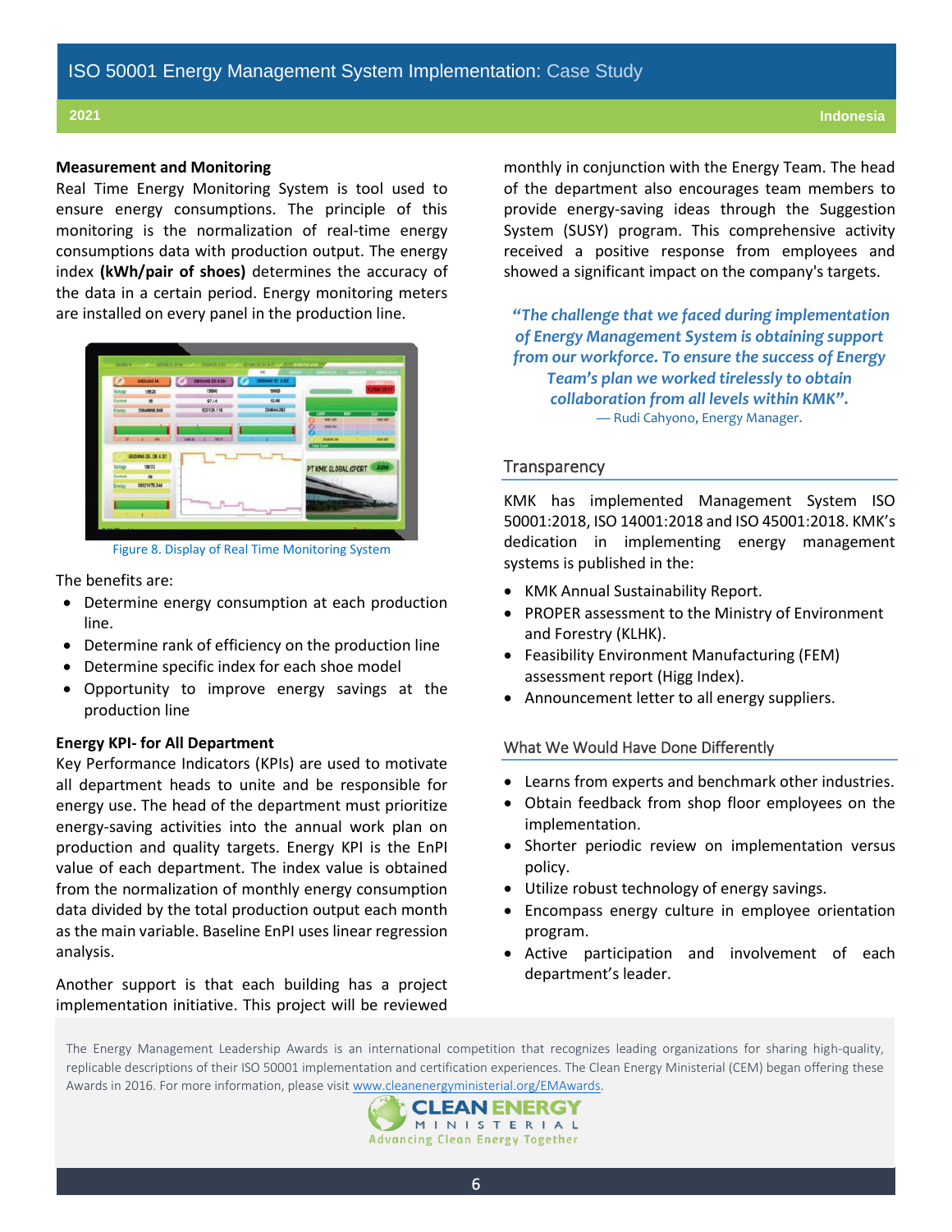## Measurement and Monitoring

Real Time Energy Monitoring System is tool used to ensure energy consumptions. The principle of this monitoring is the normalization of real-time energy consumptions data with production output. The energy index **(kWh/pair of shoes)** determines the accuracy of the data in a certain period. Energy monitoring meters are installed on every panel in the production line.

Figure 8. Display of Real Time Monitoring System

The benefits are:

- Determine energy consumption at each production line.
- Determine rank of efficiency on the production line
- Determine specific index for each shoe model
- Opportunity to improve energy savings at the production line

## Energy KPI- for All Department

Key Performance Indicators (KPIs) are used to motivate all department heads to unite and be responsible for energy use. The head of the department must prioritize energy-saving activities into the annual work plan on production and quality targets. Energy KPI is the EnPI value of each department. The index value is obtained from the normalization of monthly energy consumption data divided by the total production output each month as the main variable. Baseline EnPI uses linear regression analysis.

Another support is that each building has a project implementation initiative. This project will be reviewed monthly in conjunction with the Energy Team. The head of the department also encourages team members to provide energy-saving ideas through the Suggestion System (SUSY) program. This comprehensive activity received a positive response from employees and showed a significant impact on the company's targets.

> ***"The challenge that we faced during implementation of Energy Management System is obtaining support from our workforce. To ensure the success of Energy Team's plan we worked tirelessly to obtain collaboration from all levels within KMK".***
>
> — Rudi Cahyono, Energy Manager.

## Transparency

KMK has implemented Management System ISO 50001:2018, ISO 14001:2018 and ISO 45001:2018. KMK's dedication in implementing energy management systems is published in the:

- KMK Annual Sustainability Report.
- PROPER assessment to the Ministry of Environment and Forestry (KLHK).
- Feasibility Environment Manufacturing (FEM) assessment report (Higg Index).
- Announcement letter to all energy suppliers.

## What We Would Have Done Differently

- Learns from experts and benchmark other industries.
- Obtain feedback from shop floor employees on the implementation.
- Shorter periodic review on implementation versus policy.
- Utilize robust technology of energy savings.
- Encompass energy culture in employee orientation program.
- Active participation and involvement of each department's leader.

The Energy Management Leadership Awards is an international competition that recognizes leading organizations for sharing high-quality, replicable descriptions of their ISO 50001 implementation and certification experiences. The Clean Energy Ministerial (CEM) began offering these Awards in 2016. For more information, please visit [www.cleanenergyministerial.org/EMAwards](http://www.cleanenergyministerial.org/EMAwards).

CLEAN ENERGY MINISTERIAL
Advancing Clean Energy Together